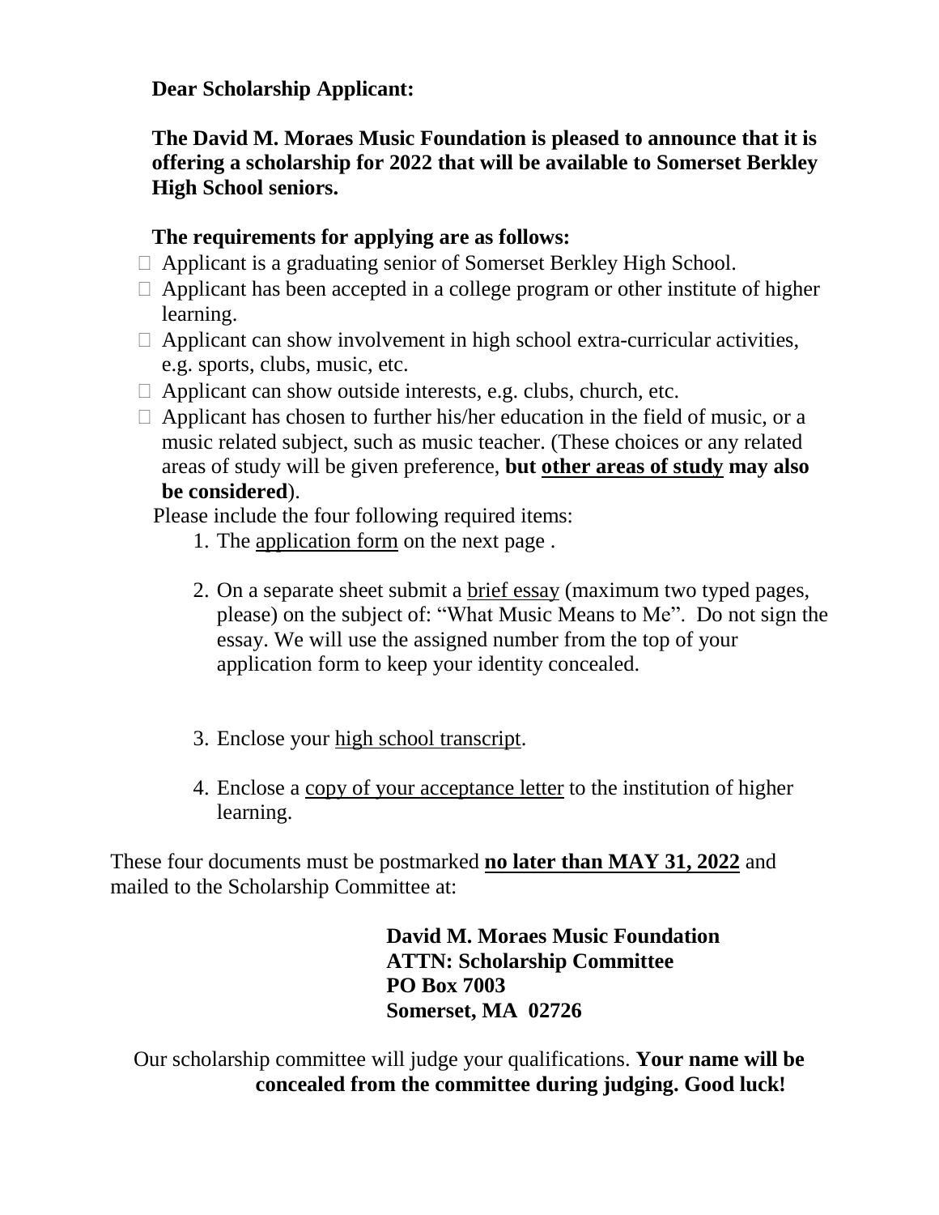**Dear Scholarship Applicant:**

**The David M. Moraes Music Foundation is pleased to announce that it is offering a scholarship for 2022 that will be available to Somerset Berkley High School seniors.**

**The requirements for applying are as follows:**

- Applicant is a graduating senior of Somerset Berkley High School.
- Applicant has been accepted in a college program or other institute of higher learning.
- Applicant can show involvement in high school extra-curricular activities, e.g. sports, clubs, music, etc.
- Applicant can show outside interests, e.g. clubs, church, etc.
- Applicant has chosen to further his/her education in the field of music, or a music related subject, such as music teacher. (These choices or any related areas of study will be given preference, **but <u>other areas of study</u> may also be considered**).

Please include the four following required items:

1. The <u>application form</u> on the next page .
2. On a separate sheet submit a <u>brief essay</u> (maximum two typed pages, please) on the subject of: "What Music Means to Me". Do not sign the essay. We will use the assigned number from the top of your application form to keep your identity concealed.
3. Enclose your <u>high school transcript</u>.
4. Enclose a <u>copy of your acceptance letter</u> to the institution of higher learning.

These four documents must be postmarked **<u>no later than MAY 31, 2022</u>** and mailed to the Scholarship Committee at:

**David M. Moraes Music Foundation**
**ATTN: Scholarship Committee**
**PO Box 7003**
**Somerset, MA 02726**

Our scholarship committee will judge your qualifications. **Your name will be concealed from the committee during judging. Good luck!**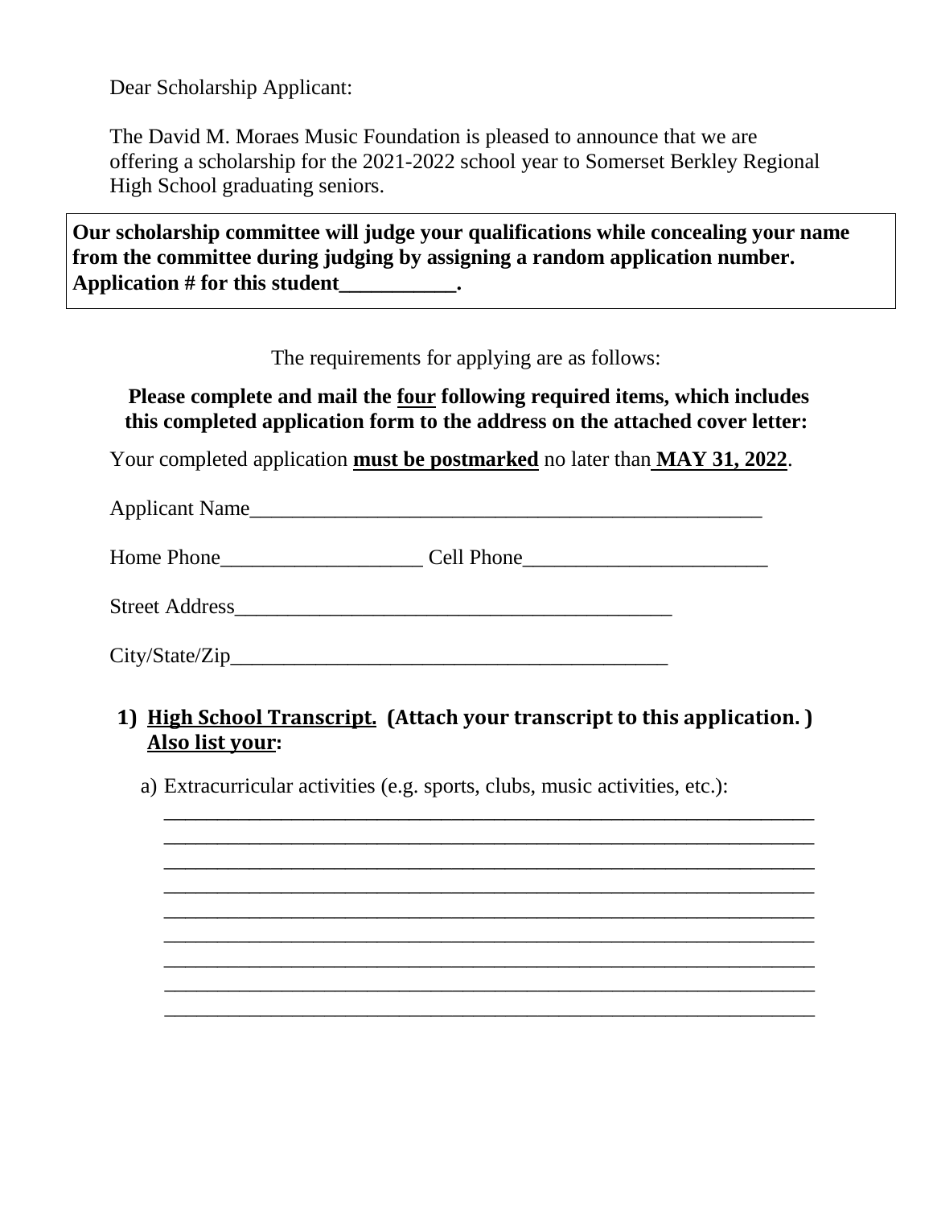Dear Scholarship Applicant:

The David M. Moraes Music Foundation is pleased to announce that we are offering a scholarship for the 2021-2022 school year to Somerset Berkley Regional High School graduating seniors.

**Our scholarship committee will judge your qualifications while concealing your name from the committee during judging by assigning a random application number. Application # for this student___________.**

The requirements for applying are as follows:

**Please complete and mail the four following required items, which includes this completed application form to the address on the attached cover letter:**

Your completed application **must be postmarked** no later than **MAY 31, 2022**.

Applicant Name___________________________________________________

Home Phone___________________ Cell Phone_______________________

Street Address_________________________________________

City/State/Zip__________________________________________

1) **High School Transcript. (Attach your transcript to this application. ) Also list your:**

   a) Extracurricular activities (e.g. sports, clubs, music activities, etc.):

   ______________________________________________________________
   ______________________________________________________________
   ______________________________________________________________
   ______________________________________________________________
   ______________________________________________________________
   ______________________________________________________________
   ______________________________________________________________
   ______________________________________________________________
   ______________________________________________________________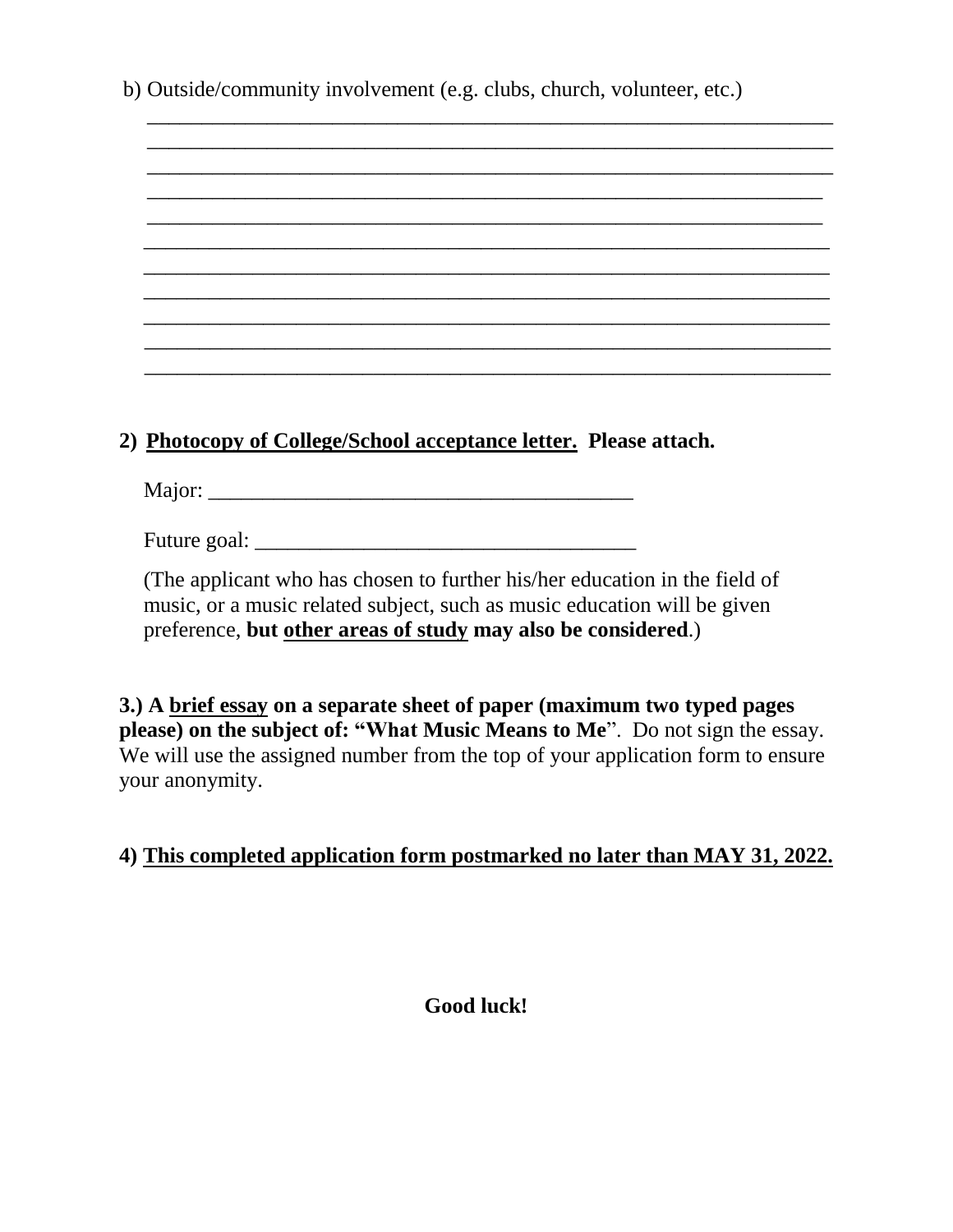b) Outside/community involvement (e.g. clubs, church, volunteer, etc.)

_________________________________________________________________
_________________________________________________________________
_________________________________________________________________
_________________________________________________________________
_________________________________________________________________
_________________________________________________________________
_________________________________________________________________
_________________________________________________________________
_________________________________________________________________
_________________________________________________________________
_________________________________________________________________

**2) <u>Photocopy of College/School acceptance letter.</u> Please attach.**

Major: ________________________________________

Future goal: ____________________________________

(The applicant who has chosen to further his/her education in the field of music, or a music related subject, such as music education will be given preference, **but <u>other areas of study</u> may also be considered**.)

**3.) A <u>brief essay</u> on a separate sheet of paper (maximum two typed pages please) on the subject of: "What Music Means to Me**". Do not sign the essay. We will use the assigned number from the top of your application form to ensure your anonymity.

**4) <u>This completed application form postmarked no later than MAY 31, 2022.</u>**

**Good luck!**